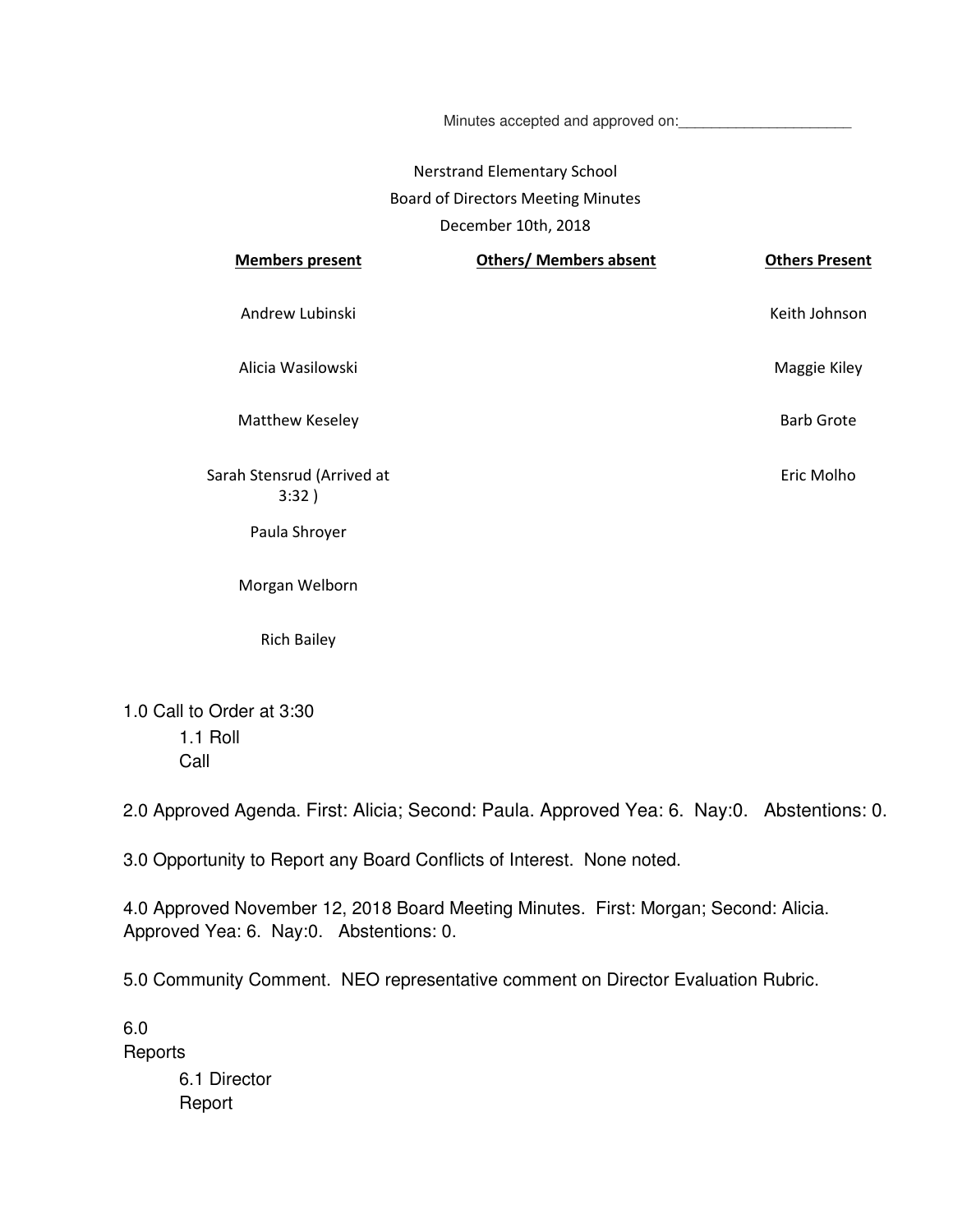Minutes accepted and approved on:_____________________

Nerstrand Elementary School
Board of Directors Meeting Minutes
December 10th, 2018

| Members present | Others/ Members absent | Others Present |
|---|---|---|
| Andrew Lubinski | | Keith Johnson |
| Alicia Wasilowski | | Maggie Kiley |
| Matthew Keseley | | Barb Grote |
| Sarah Stensrud (Arrived at 3:32 ) | | Eric Molho |
| Paula Shroyer | | |
| Morgan Welborn | | |
| Rich Bailey | | |

1.0 Call to Order at 3:30

  1.1 Roll Call

2.0 Approved Agenda. First: Alicia; Second: Paula. Approved Yea: 6. Nay:0. Abstentions: 0.

3.0 Opportunity to Report any Board Conflicts of Interest. None noted.

4.0 Approved November 12, 2018 Board Meeting Minutes. First: Morgan; Second: Alicia. Approved Yea: 6. Nay:0. Abstentions: 0.

5.0 Community Comment. NEO representative comment on Director Evaluation Rubric.

6.0 Reports

  6.1 Director Report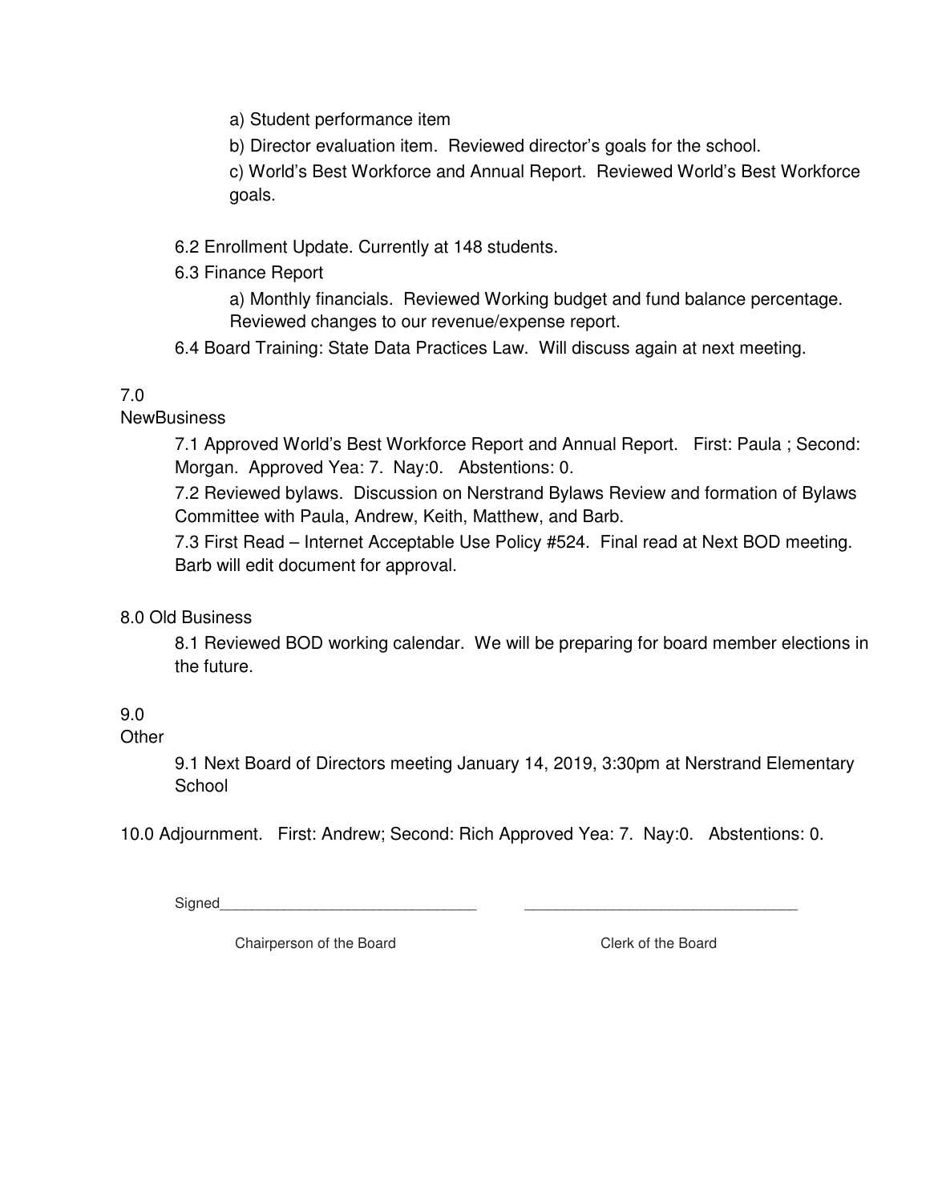a) Student performance item

b) Director evaluation item. Reviewed director's goals for the school.

c) World's Best Workforce and Annual Report. Reviewed World's Best Workforce goals.

6.2 Enrollment Update. Currently at 148 students.

6.3 Finance Report

a) Monthly financials. Reviewed Working budget and fund balance percentage. Reviewed changes to our revenue/expense report.

6.4 Board Training: State Data Practices Law. Will discuss again at next meeting.

7.0
NewBusiness

7.1 Approved World's Best Workforce Report and Annual Report. First: Paula ; Second: Morgan. Approved Yea: 7. Nay:0. Abstentions: 0.

7.2 Reviewed bylaws. Discussion on Nerstrand Bylaws Review and formation of Bylaws Committee with Paula, Andrew, Keith, Matthew, and Barb.

7.3 First Read – Internet Acceptable Use Policy #524. Final read at Next BOD meeting. Barb will edit document for approval.

8.0 Old Business

8.1 Reviewed BOD working calendar. We will be preparing for board member elections in the future.

9.0
Other

9.1 Next Board of Directors meeting January 14, 2019, 3:30pm at Nerstrand Elementary School

10.0 Adjournment. First: Andrew; Second: Rich Approved Yea: 7. Nay:0. Abstentions: 0.

Signed_______________________________ _________________________________

Chairperson of the Board Clerk of the Board